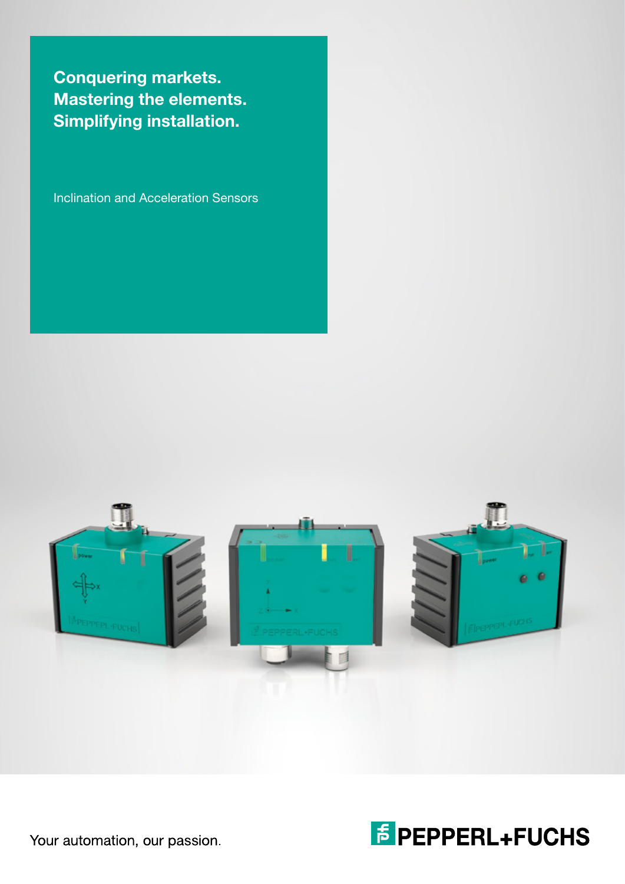# Conquering markets.
# Mastering the elements.
# Simplifying installation.

Inclination and Acceleration Sensors

Your automation, our passion.

PEPPERL+FUCHS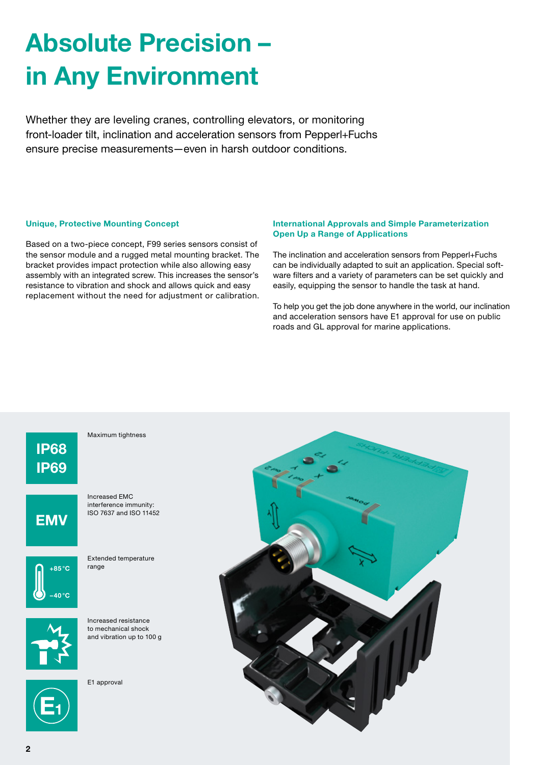# Absolute Precision – in Any Environment

Whether they are leveling cranes, controlling elevators, or monitoring front-loader tilt, inclination and acceleration sensors from Pepperl+Fuchs ensure precise measurements—even in harsh outdoor conditions.

### Unique, Protective Mounting Concept

Based on a two-piece concept, F99 series sensors consist of the sensor module and a rugged metal mounting bracket. The bracket provides impact protection while also allowing easy assembly with an integrated screw. This increases the sensor's resistance to vibration and shock and allows quick and easy replacement without the need for adjustment or calibration.

### International Approvals and Simple Parameterization Open Up a Range of Applications

The inclination and acceleration sensors from Pepperl+Fuchs can be individually adapted to suit an application. Special software filters and a variety of parameters can be set quickly and easily, equipping the sensor to handle the task at hand.

To help you get the job done anywhere in the world, our inclination and acceleration sensors have E1 approval for use on public roads and GL approval for marine applications.

**IP68 IP69** — Maximum tightness

**EMV** — Increased EMC interference immunity: ISO 7637 and ISO 11452

**+85 °C / −40 °C** — Extended temperature range

Increased resistance to mechanical shock and vibration up to 100 g

**E1** — E1 approval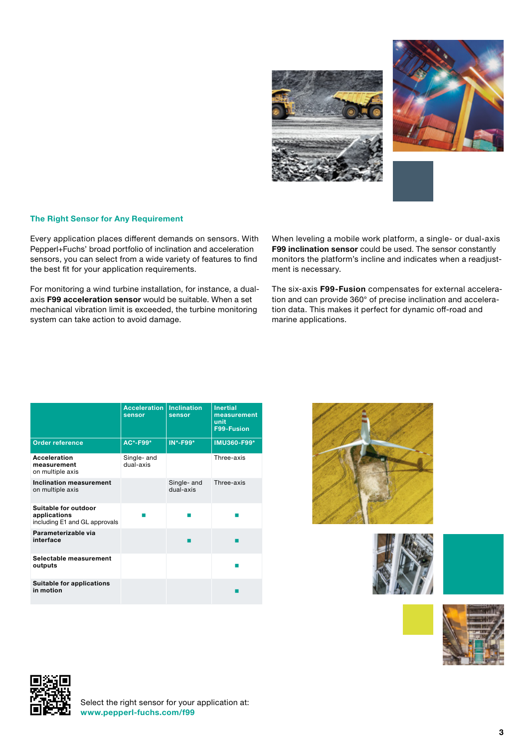## The Right Sensor for Any Requirement

Every application places different demands on sensors. With Pepperl+Fuchs' broad portfolio of inclination and acceleration sensors, you can select from a wide variety of features to find the best fit for your application requirements.

For monitoring a wind turbine installation, for instance, a dual-axis **F99 acceleration sensor** would be suitable. When a set mechanical vibration limit is exceeded, the turbine monitoring system can take action to avoid damage.

When leveling a mobile work platform, a single- or dual-axis **F99 inclination sensor** could be used. The sensor constantly monitors the platform's incline and indicates when a readjustment is necessary.

The six-axis **F99-Fusion** compensates for external acceleration and can provide 360° of precise inclination and acceleration data. This makes it perfect for dynamic off-road and marine applications.

| | Acceleration sensor | Inclination sensor | Inertial measurement unit F99-Fusion |
|---|---|---|---|
| **Order reference** | **AC\*-F99\*** | **IN\*-F99\*** | **IMU360-F99\*** |
| **Acceleration measurement** on multiple axis | Single- and dual-axis | | Three-axis |
| **Inclination measurement** on multiple axis | | Single- and dual-axis | Three-axis |
| **Suitable for outdoor applications** including E1 and GL approvals | ■ | ■ | ■ |
| **Parameterizable via interface** | | ■ | ■ |
| **Selectable measurement outputs** | | | ■ |
| **Suitable for applications in motion** | | | ■ |

Select the right sensor for your application at:
**www.pepperl-fuchs.com/f99**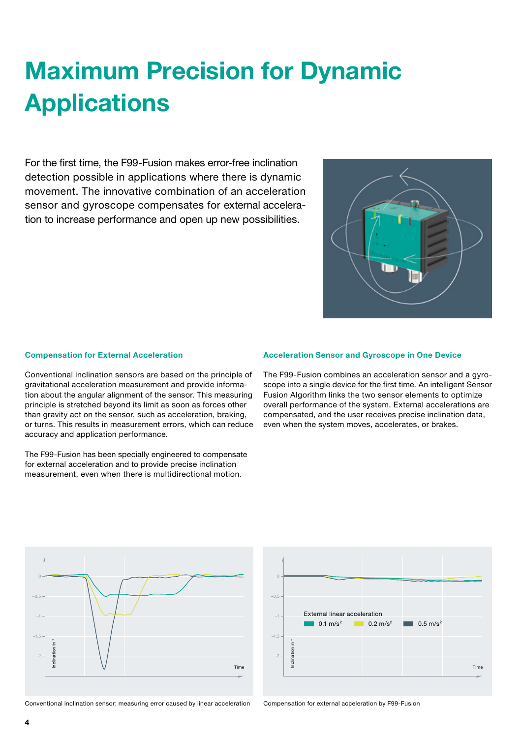# Maximum Precision for Dynamic Applications

For the first time, the F99-Fusion makes error-free inclination detection possible in applications where there is dynamic movement. The innovative combination of an acceleration sensor and gyroscope compensates for external acceleration to increase performance and open up new possibilities.

### Compensation for External Acceleration

Conventional inclination sensors are based on the principle of gravitational acceleration measurement and provide information about the angular alignment of the sensor. This measuring principle is stretched beyond its limit as soon as forces other than gravity act on the sensor, such as acceleration, braking, or turns. This results in measurement errors, which can reduce accuracy and application performance.

The F99-Fusion has been specially engineered to compensate for external acceleration and to provide precise inclination measurement, even when there is multidirectional motion.

### Acceleration Sensor and Gyroscope in One Device

The F99-Fusion combines an acceleration sensor and a gyroscope into a single device for the first time. An intelligent Sensor Fusion Algorithm links the two sensor elements to optimize overall performance of the system. External accelerations are compensated, and the user receives precise inclination data, even when the system moves, accelerates, or brakes.

Conventional inclination sensor: measuring error caused by linear acceleration

Compensation for external acceleration by F99-Fusion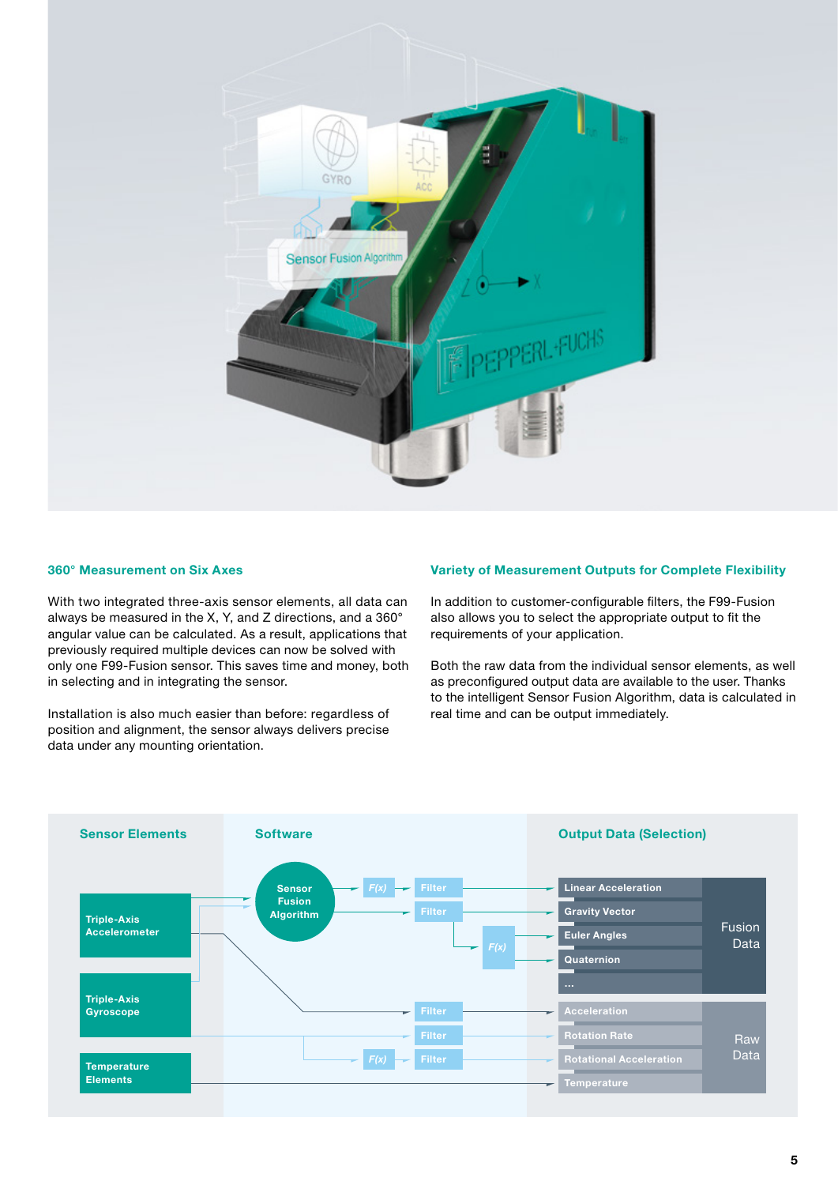## 360° Measurement on Six Axes

With two integrated three-axis sensor elements, all data can always be measured in the X, Y, and Z directions, and a 360° angular value can be calculated. As a result, applications that previously required multiple devices can now be solved with only one F99-Fusion sensor. This saves time and money, both in selecting and in integrating the sensor.

Installation is also much easier than before: regardless of position and alignment, the sensor always delivers precise data under any mounting orientation.

## Variety of Measurement Outputs for Complete Flexibility

In addition to customer-configurable filters, the F99-Fusion also allows you to select the appropriate output to fit the requirements of your application.

Both the raw data from the individual sensor elements, as well as preconfigured output data are available to the user. Thanks to the intelligent Sensor Fusion Algorithm, data is calculated in real time and can be output immediately.

**Sensor Elements**
- Triple-Axis Accelerometer
- Triple-Axis Gyroscope
- Temperature Elements

**Software**
- Sensor Fusion Algorithm
- F(x)
- Filter

**Output Data (Selection)**

Fusion Data:
- Linear Acceleration
- Gravity Vector
- Euler Angles
- Quaternion
- ...

Raw Data:
- Acceleration
- Rotation Rate
- Rotational Acceleration
- Temperature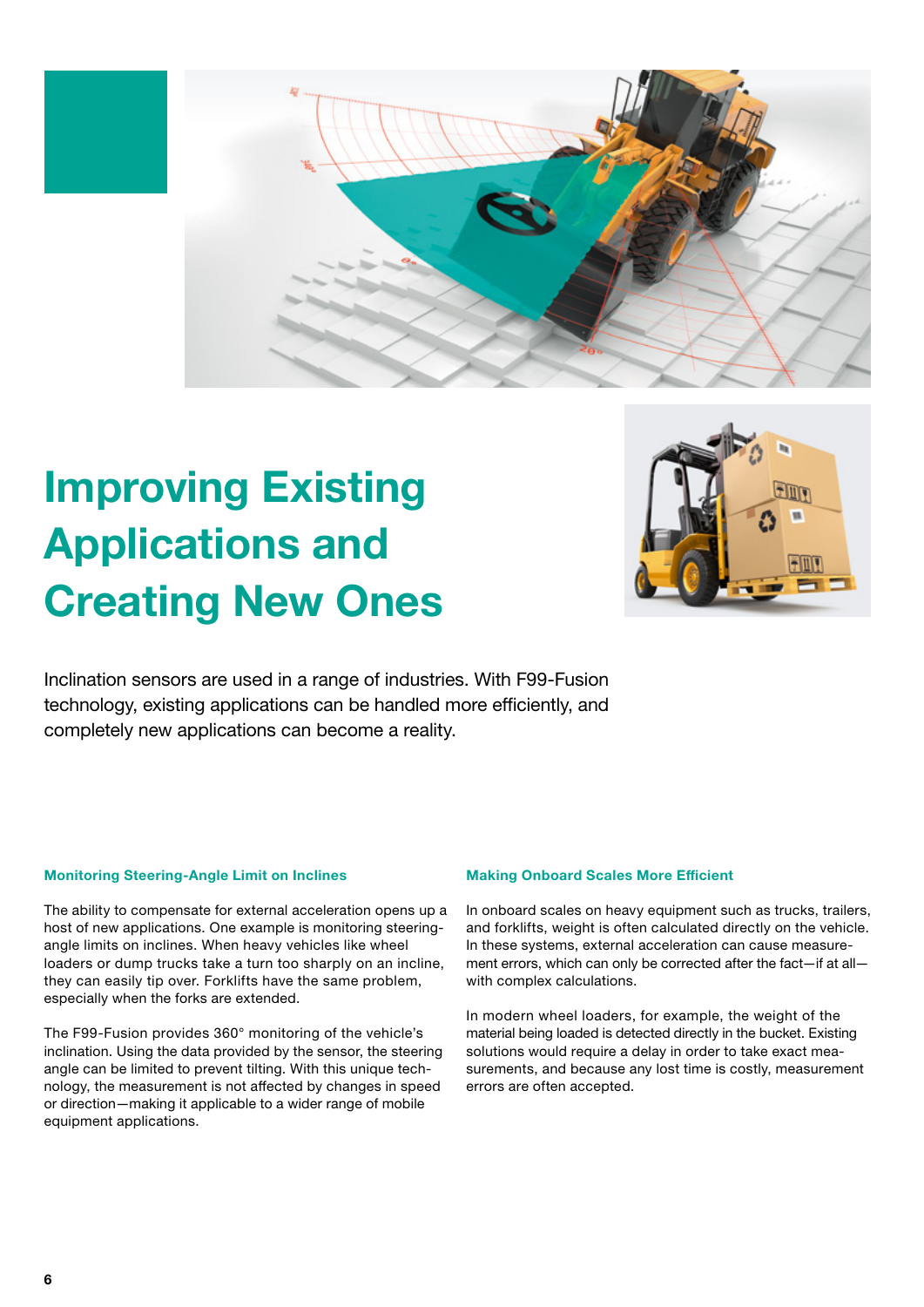# Improving Existing Applications and Creating New Ones

Inclination sensors are used in a range of industries. With F99-Fusion technology, existing applications can be handled more efficiently, and completely new applications can become a reality.

### Monitoring Steering-Angle Limit on Inclines

The ability to compensate for external acceleration opens up a host of new applications. One example is monitoring steering-angle limits on inclines. When heavy vehicles like wheel loaders or dump trucks take a turn too sharply on an incline, they can easily tip over. Forklifts have the same problem, especially when the forks are extended.

The F99-Fusion provides 360° monitoring of the vehicle's inclination. Using the data provided by the sensor, the steering angle can be limited to prevent tilting. With this unique technology, the measurement is not affected by changes in speed or direction—making it applicable to a wider range of mobile equipment applications.

### Making Onboard Scales More Efficient

In onboard scales on heavy equipment such as trucks, trailers, and forklifts, weight is often calculated directly on the vehicle. In these systems, external acceleration can cause measurement errors, which can only be corrected after the fact—if at all—with complex calculations.

In modern wheel loaders, for example, the weight of the material being loaded is detected directly in the bucket. Existing solutions would require a delay in order to take exact measurements, and because any lost time is costly, measurement errors are often accepted.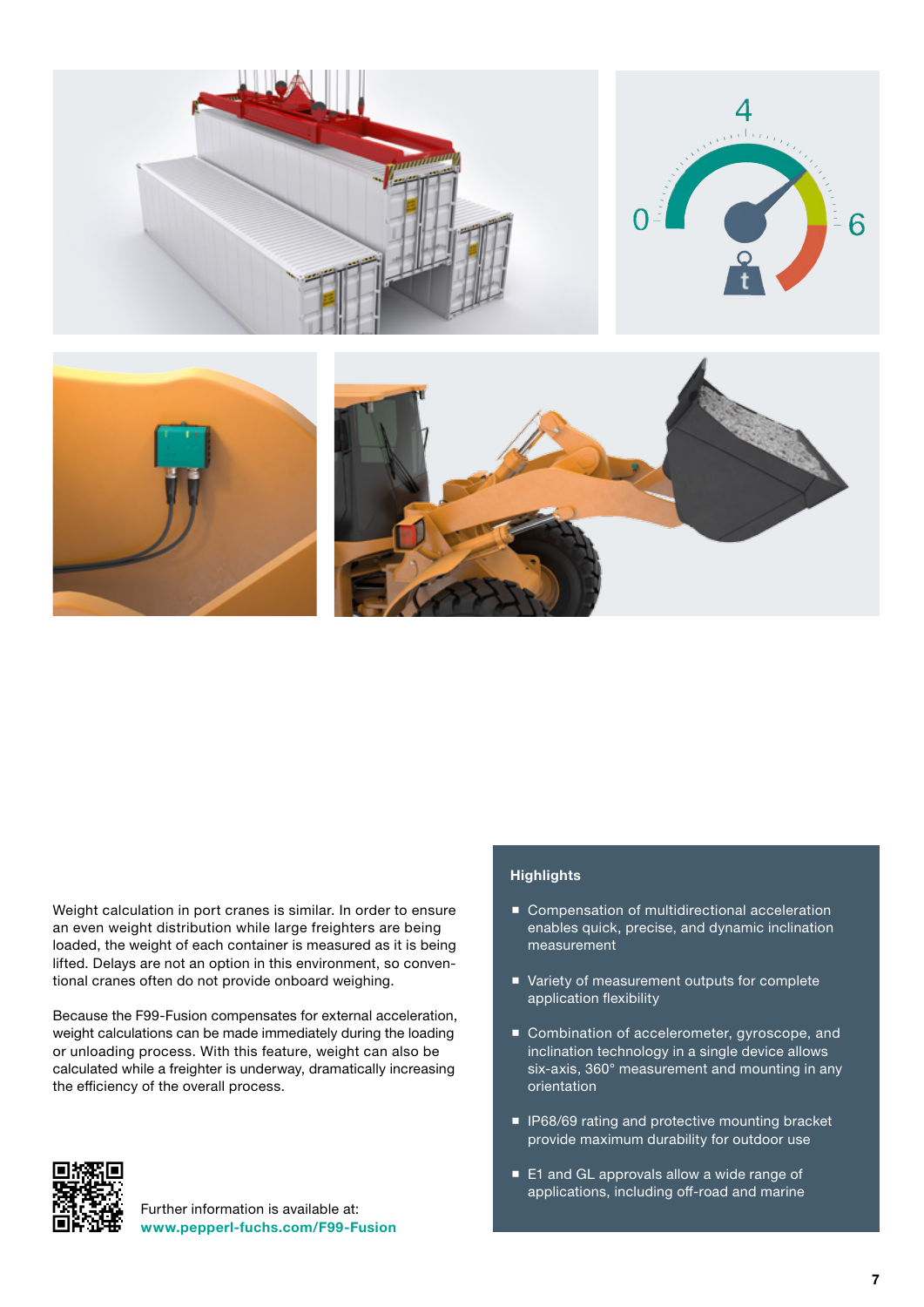Weight calculation in port cranes is similar. In order to ensure an even weight distribution while large freighters are being loaded, the weight of each container is measured as it is being lifted. Delays are not an option in this environment, so conventional cranes often do not provide onboard weighing.

Because the F99-Fusion compensates for external acceleration, weight calculations can be made immediately during the loading or unloading process. With this feature, weight can also be calculated while a freighter is underway, dramatically increasing the efficiency of the overall process.

Further information is available at:
**www.pepperl-fuchs.com/F99-Fusion**

**Highlights**

- Compensation of multidirectional acceleration enables quick, precise, and dynamic inclination measurement
- Variety of measurement outputs for complete application flexibility
- Combination of accelerometer, gyroscope, and inclination technology in a single device allows six-axis, 360° measurement and mounting in any orientation
- IP68/69 rating and protective mounting bracket provide maximum durability for outdoor use
- E1 and GL approvals allow a wide range of applications, including off-road and marine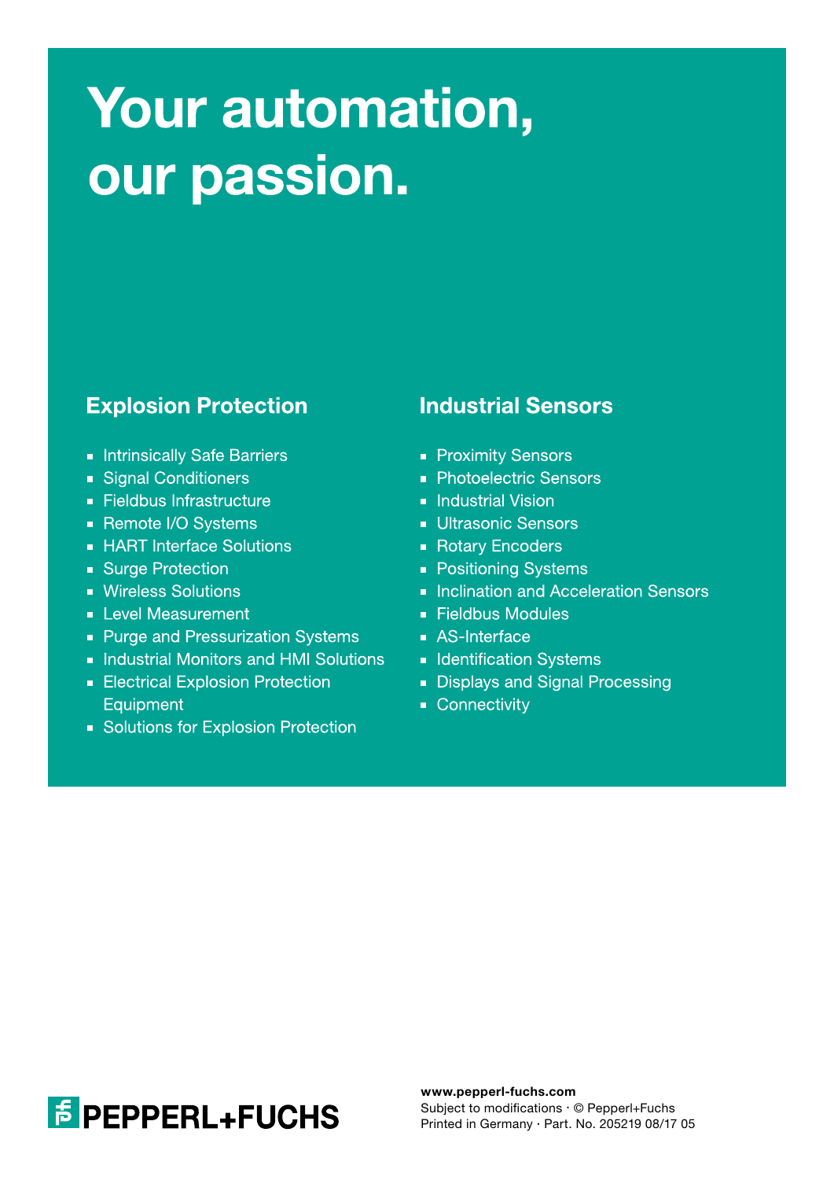# Your automation, our passion.

## Explosion Protection

- Intrinsically Safe Barriers
- Signal Conditioners
- Fieldbus Infrastructure
- Remote I/O Systems
- HART Interface Solutions
- Surge Protection
- Wireless Solutions
- Level Measurement
- Purge and Pressurization Systems
- Industrial Monitors and HMI Solutions
- Electrical Explosion Protection Equipment
- Solutions for Explosion Protection

## Industrial Sensors

- Proximity Sensors
- Photoelectric Sensors
- Industrial Vision
- Ultrasonic Sensors
- Rotary Encoders
- Positioning Systems
- Inclination and Acceleration Sensors
- Fieldbus Modules
- AS-Interface
- Identification Systems
- Displays and Signal Processing
- Connectivity

PEPPERL+FUCHS

**www.pepperl-fuchs.com**
Subject to modifications · © Pepperl+Fuchs
Printed in Germany · Part. No. 205219 08/17 05